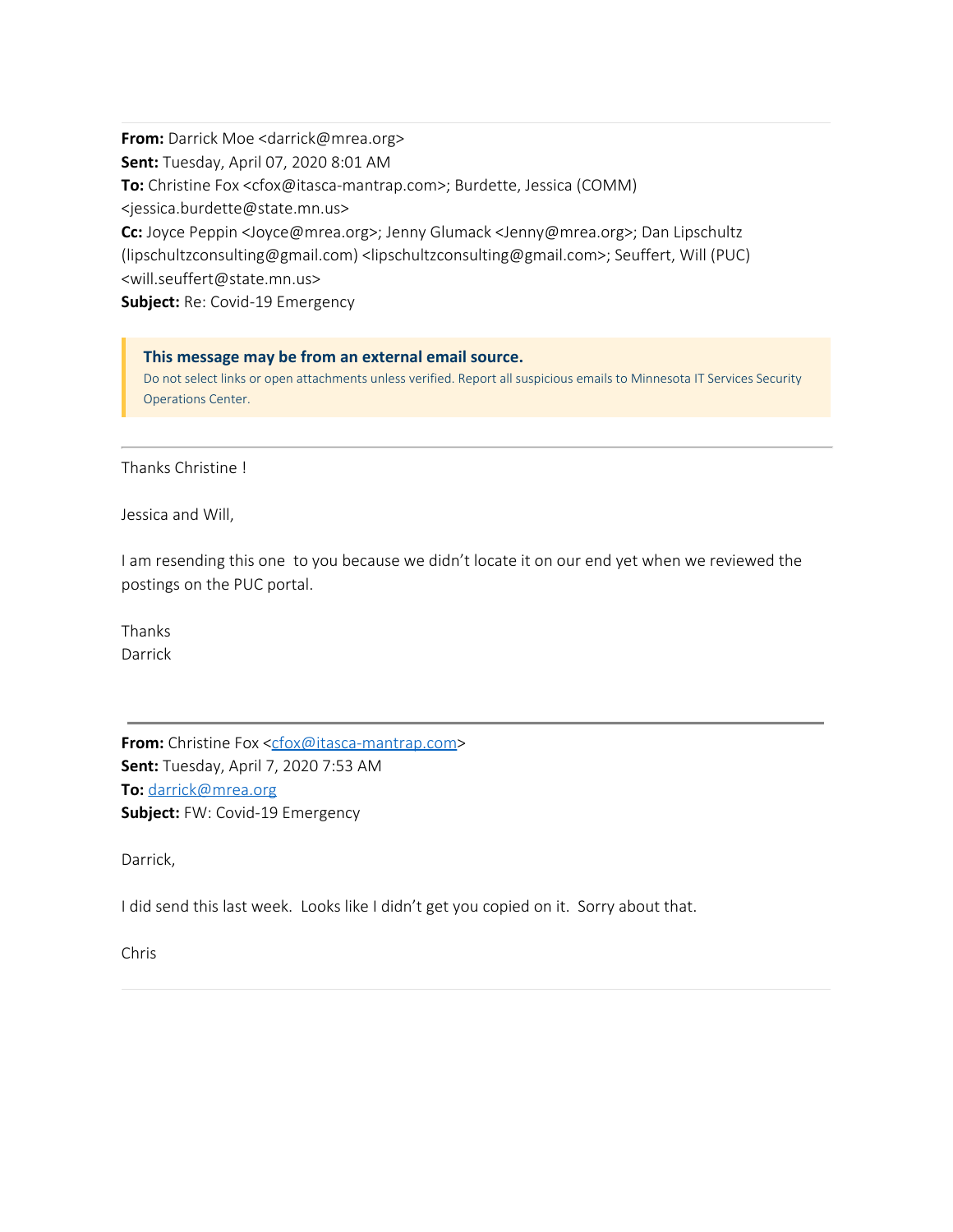**From:** Darrick Moe <darrick@mrea.org>
**Sent:** Tuesday, April 07, 2020 8:01 AM
**To:** Christine Fox <cfox@itasca-mantrap.com>; Burdette, Jessica (COMM) <jessica.burdette@state.mn.us>
**Cc:** Joyce Peppin <Joyce@mrea.org>; Jenny Glumack <Jenny@mrea.org>; Dan Lipschultz (lipschultzconsulting@gmail.com) <lipschultzconsulting@gmail.com>; Seuffert, Will (PUC) <will.seuffert@state.mn.us>
**Subject:** Re: Covid-19 Emergency

> **This message may be from an external email source.**
> Do not select links or open attachments unless verified. Report all suspicious emails to Minnesota IT Services Security Operations Center.

---

Thanks Christine !

Jessica and Will,

I am resending this one to you because we didn't locate it on our end yet when we reviewed the postings on the PUC portal.

Thanks
Darrick

---

**From:** Christine Fox <cfox@itasca-mantrap.com>
**Sent:** Tuesday, April 7, 2020 7:53 AM
**To:** darrick@mrea.org
**Subject:** FW: Covid-19 Emergency

Darrick,

I did send this last week. Looks like I didn't get you copied on it. Sorry about that.

Chris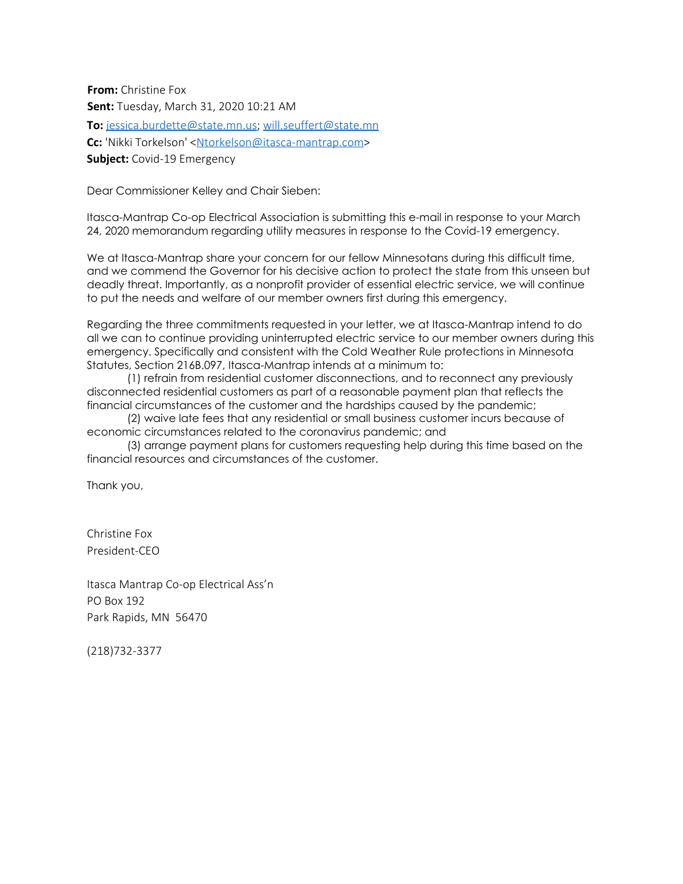**From:** Christine Fox
**Sent:** Tuesday, March 31, 2020 10:21 AM
**To:** jessica.burdette@state.mn.us; will.seuffert@state.mn
**Cc:** 'Nikki Torkelson' <Ntorkelson@itasca-mantrap.com>
**Subject:** Covid-19 Emergency

Dear Commissioner Kelley and Chair Sieben:

Itasca-Mantrap Co-op Electrical Association is submitting this e-mail in response to your March 24, 2020 memorandum regarding utility measures in response to the Covid-19 emergency.

We at Itasca-Mantrap share your concern for our fellow Minnesotans during this difficult time, and we commend the Governor for his decisive action to protect the state from this unseen but deadly threat. Importantly, as a nonprofit provider of essential electric service, we will continue to put the needs and welfare of our member owners first during this emergency.

Regarding the three commitments requested in your letter, we at Itasca-Mantrap intend to do all we can to continue providing uninterrupted electric service to our member owners during this emergency. Specifically and consistent with the Cold Weather Rule protections in Minnesota Statutes, Section 216B.097, Itasca-Mantrap intends at a minimum to:

(1) refrain from residential customer disconnections, and to reconnect any previously disconnected residential customers as part of a reasonable payment plan that reflects the financial circumstances of the customer and the hardships caused by the pandemic;

(2) waive late fees that any residential or small business customer incurs because of economic circumstances related to the coronavirus pandemic; and

(3) arrange payment plans for customers requesting help during this time based on the financial resources and circumstances of the customer.

Thank you,

Christine Fox
President-CEO

Itasca Mantrap Co-op Electrical Ass'n
PO Box 192
Park Rapids, MN 56470

(218)732-3377